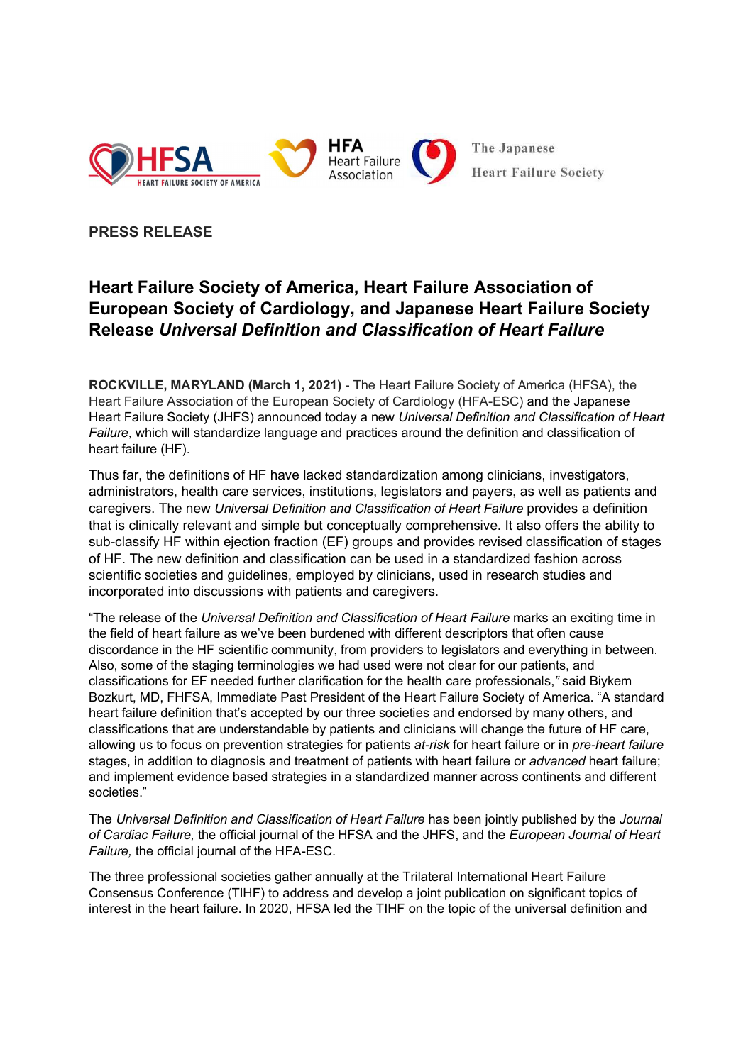**PRESS RELEASE**

# Heart Failure Society of America, Heart Failure Association of European Society of Cardiology, and Japanese Heart Failure Society Release *Universal Definition and Classification of Heart Failure*

**ROCKVILLE, MARYLAND (March 1, 2021)** - The Heart Failure Society of America (HFSA), the Heart Failure Association of the European Society of Cardiology (HFA-ESC) and the Japanese Heart Failure Society (JHFS) announced today a new *Universal Definition and Classification of Heart Failure*, which will standardize language and practices around the definition and classification of heart failure (HF).

Thus far, the definitions of HF have lacked standardization among clinicians, investigators, administrators, health care services, institutions, legislators and payers, as well as patients and caregivers. The new *Universal Definition and Classification of Heart Failure* provides a definition that is clinically relevant and simple but conceptually comprehensive. It also offers the ability to sub-classify HF within ejection fraction (EF) groups and provides revised classification of stages of HF. The new definition and classification can be used in a standardized fashion across scientific societies and guidelines, employed by clinicians, used in research studies and incorporated into discussions with patients and caregivers.

"The release of the *Universal Definition and Classification of Heart Failure* marks an exciting time in the field of heart failure as we've been burdened with different descriptors that often cause discordance in the HF scientific community, from providers to legislators and everything in between. Also, some of the staging terminologies we had used were not clear for our patients, and classifications for EF needed further clarification for the health care professionals," said Biykem Bozkurt, MD, FHFSA, Immediate Past President of the Heart Failure Society of America. "A standard heart failure definition that's accepted by our three societies and endorsed by many others, and classifications that are understandable by patients and clinicians will change the future of HF care, allowing us to focus on prevention strategies for patients *at-risk* for heart failure or in *pre-heart failure* stages, in addition to diagnosis and treatment of patients with heart failure or *advanced* heart failure; and implement evidence based strategies in a standardized manner across continents and different societies."

The *Universal Definition and Classification of Heart Failure* has been jointly published by the *Journal of Cardiac Failure,* the official journal of the HFSA and the JHFS, and the *European Journal of Heart Failure,* the official journal of the HFA-ESC.

The three professional societies gather annually at the Trilateral International Heart Failure Consensus Conference (TIHF) to address and develop a joint publication on significant topics of interest in the heart failure. In 2020, HFSA led the TIHF on the topic of the universal definition and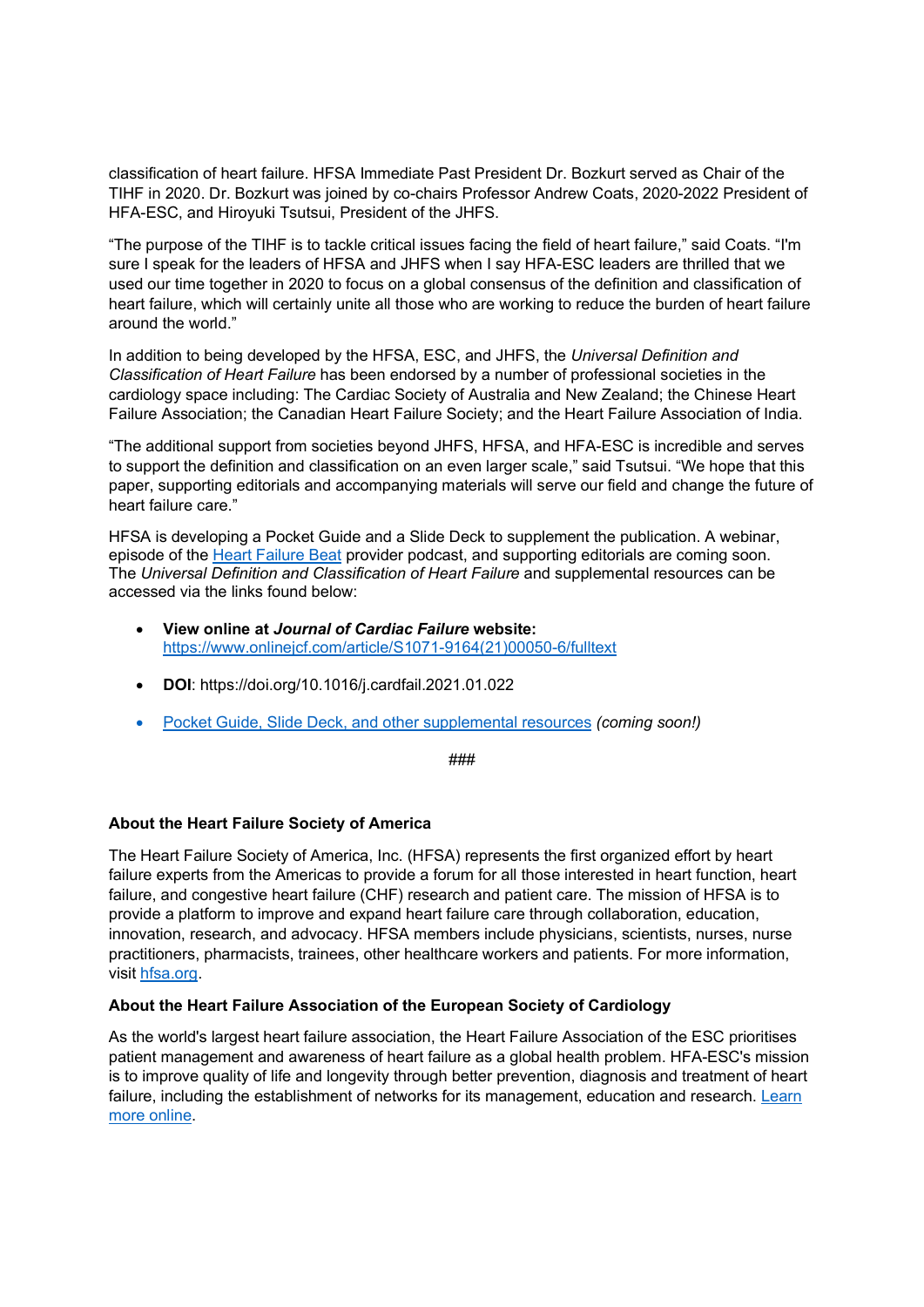classification of heart failure. HFSA Immediate Past President Dr. Bozkurt served as Chair of the TIHF in 2020. Dr. Bozkurt was joined by co-chairs Professor Andrew Coats, 2020-2022 President of HFA-ESC, and Hiroyuki Tsutsui, President of the JHFS.

"The purpose of the TIHF is to tackle critical issues facing the field of heart failure," said Coats. "I'm sure I speak for the leaders of HFSA and JHFS when I say HFA-ESC leaders are thrilled that we used our time together in 2020 to focus on a global consensus of the definition and classification of heart failure, which will certainly unite all those who are working to reduce the burden of heart failure around the world."

In addition to being developed by the HFSA, ESC, and JHFS, the *Universal Definition and Classification of Heart Failure* has been endorsed by a number of professional societies in the cardiology space including: The Cardiac Society of Australia and New Zealand; the Chinese Heart Failure Association; the Canadian Heart Failure Society; and the Heart Failure Association of India.

"The additional support from societies beyond JHFS, HFSA, and HFA-ESC is incredible and serves to support the definition and classification on an even larger scale," said Tsutsui. "We hope that this paper, supporting editorials and accompanying materials will serve our field and change the future of heart failure care."

HFSA is developing a Pocket Guide and a Slide Deck to supplement the publication. A webinar, episode of the Heart Failure Beat provider podcast, and supporting editorials are coming soon. The *Universal Definition and Classification of Heart Failure* and supplemental resources can be accessed via the links found below:

- **View online at *Journal of Cardiac Failure* website:** https://www.onlinejcf.com/article/S1071-9164(21)00050-6/fulltext
- **DOI**: https://doi.org/10.1016/j.cardfail.2021.01.022
- Pocket Guide, Slide Deck, and other supplemental resources *(coming soon!)*

###

**About the Heart Failure Society of America**

The Heart Failure Society of America, Inc. (HFSA) represents the first organized effort by heart failure experts from the Americas to provide a forum for all those interested in heart function, heart failure, and congestive heart failure (CHF) research and patient care. The mission of HFSA is to provide a platform to improve and expand heart failure care through collaboration, education, innovation, research, and advocacy. HFSA members include physicians, scientists, nurses, nurse practitioners, pharmacists, trainees, other healthcare workers and patients. For more information, visit hfsa.org.

**About the Heart Failure Association of the European Society of Cardiology**

As the world's largest heart failure association, the Heart Failure Association of the ESC prioritises patient management and awareness of heart failure as a global health problem. HFA-ESC's mission is to improve quality of life and longevity through better prevention, diagnosis and treatment of heart failure, including the establishment of networks for its management, education and research. Learn more online.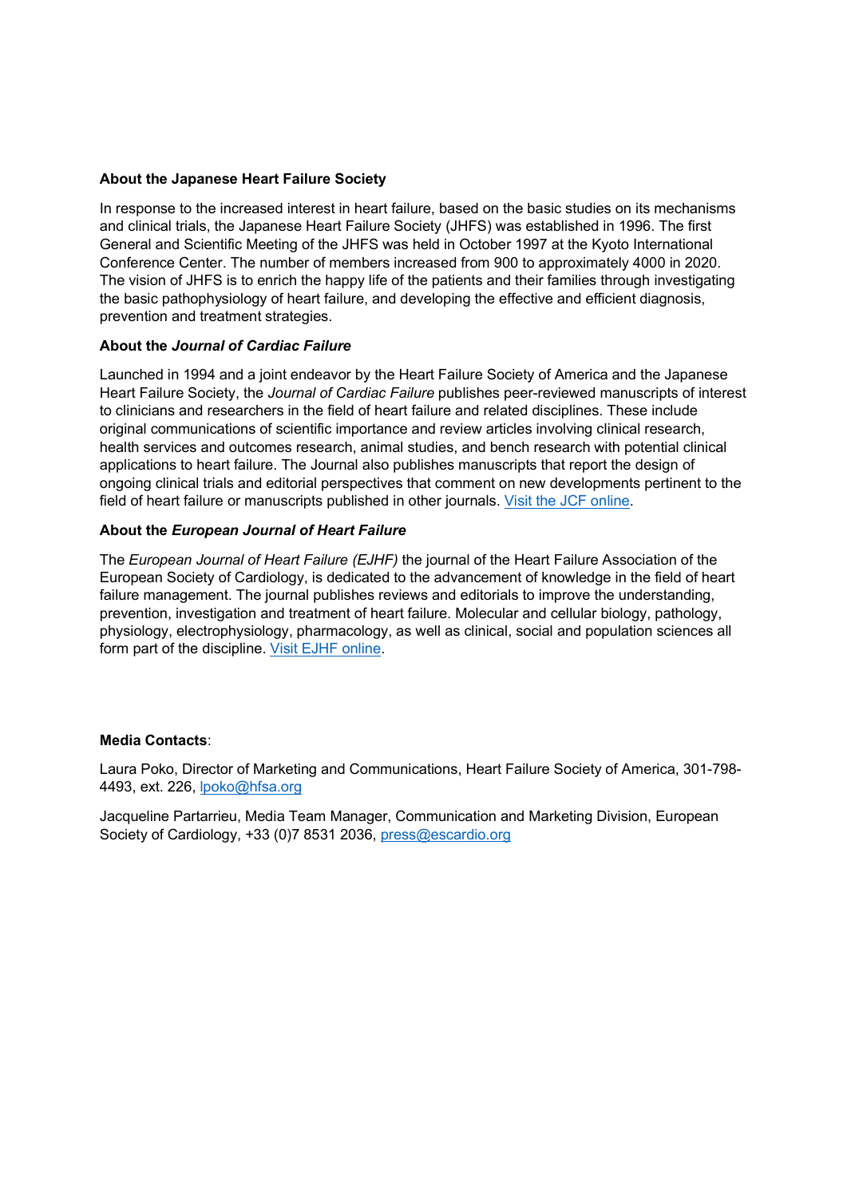**About the Japanese Heart Failure Society**

In response to the increased interest in heart failure, based on the basic studies on its mechanisms and clinical trials, the Japanese Heart Failure Society (JHFS) was established in 1996. The first General and Scientific Meeting of the JHFS was held in October 1997 at the Kyoto International Conference Center. The number of members increased from 900 to approximately 4000 in 2020. The vision of JHFS is to enrich the happy life of the patients and their families through investigating the basic pathophysiology of heart failure, and developing the effective and efficient diagnosis, prevention and treatment strategies.

**About the *Journal of Cardiac Failure***

Launched in 1994 and a joint endeavor by the Heart Failure Society of America and the Japanese Heart Failure Society, the *Journal of Cardiac Failure* publishes peer-reviewed manuscripts of interest to clinicians and researchers in the field of heart failure and related disciplines. These include original communications of scientific importance and review articles involving clinical research, health services and outcomes research, animal studies, and bench research with potential clinical applications to heart failure. The Journal also publishes manuscripts that report the design of ongoing clinical trials and editorial perspectives that comment on new developments pertinent to the field of heart failure or manuscripts published in other journals. Visit the JCF online.

**About the *European Journal of Heart Failure***

The *European Journal of Heart Failure (EJHF)* the journal of the Heart Failure Association of the European Society of Cardiology, is dedicated to the advancement of knowledge in the field of heart failure management. The journal publishes reviews and editorials to improve the understanding, prevention, investigation and treatment of heart failure. Molecular and cellular biology, pathology, physiology, electrophysiology, pharmacology, as well as clinical, social and population sciences all form part of the discipline. Visit EJHF online.

**Media Contacts**:

Laura Poko, Director of Marketing and Communications, Heart Failure Society of America, 301-798-4493, ext. 226, lpoko@hfsa.org

Jacqueline Partarrieu, Media Team Manager, Communication and Marketing Division, European Society of Cardiology, +33 (0)7 8531 2036, press@escardio.org